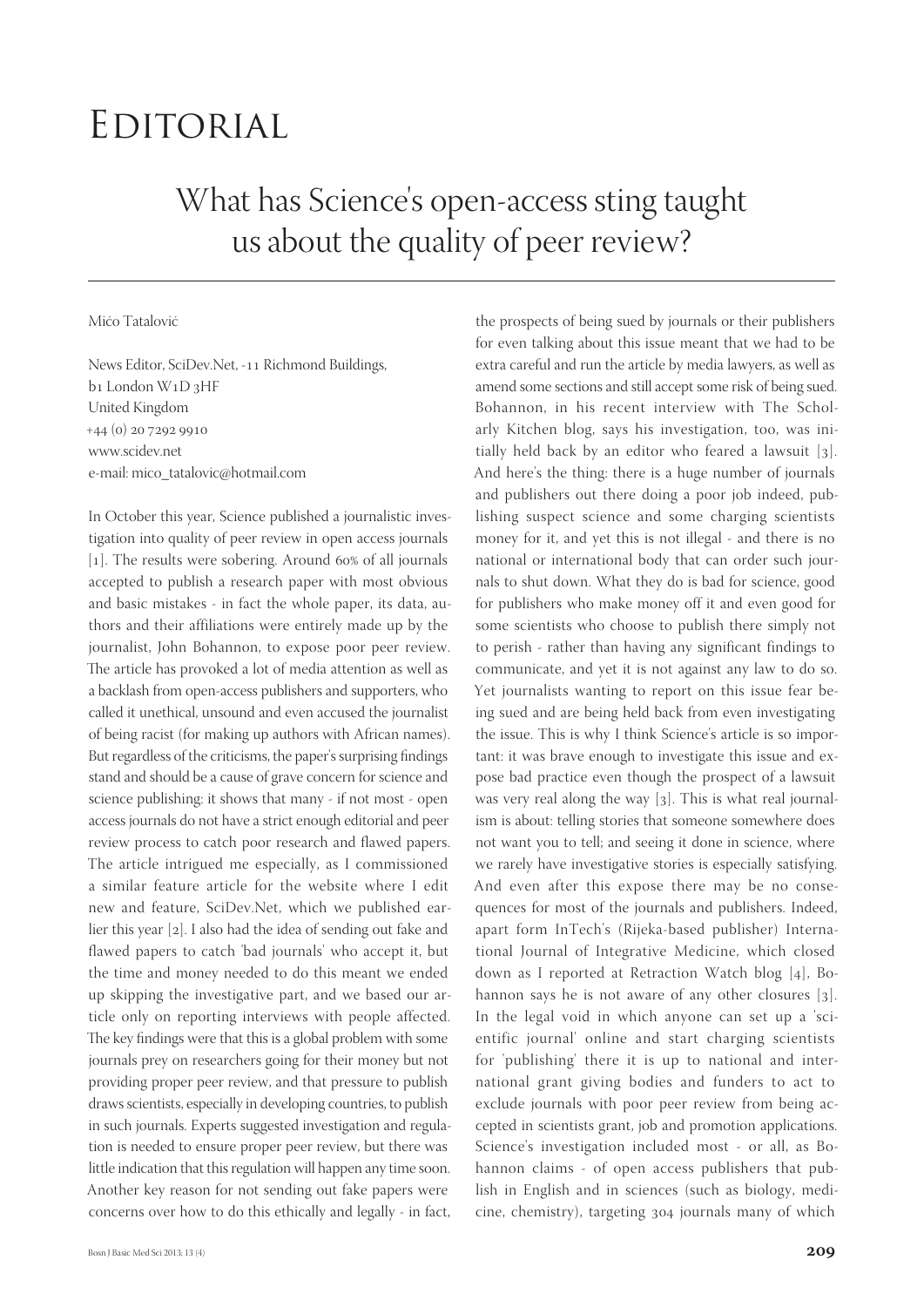# Editorial

## What has Science's open-access sting taught us about the quality of peer review?

Mićo Tatalović

News Editor, SciDev.Net, -11 Richmond Buildings,
b1 London W1D 3HF
United Kingdom
+44 (0) 20 7292 9910
www.scidev.net
e-mail: mico_tatalovic@hotmail.com

In October this year, Science published a journalistic investigation into quality of peer review in open access journals [1]. The results were sobering. Around 60% of all journals accepted to publish a research paper with most obvious and basic mistakes - in fact the whole paper, its data, authors and their affiliations were entirely made up by the journalist, John Bohannon, to expose poor peer review. The article has provoked a lot of media attention as well as a backlash from open-access publishers and supporters, who called it unethical, unsound and even accused the journalist of being racist (for making up authors with African names). But regardless of the criticisms, the paper's surprising findings stand and should be a cause of grave concern for science and science publishing: it shows that many - if not most - open access journals do not have a strict enough editorial and peer review process to catch poor research and flawed papers. The article intrigued me especially, as I commissioned a similar feature article for the website where I edit new and feature, SciDev.Net, which we published earlier this year [2]. I also had the idea of sending out fake and flawed papers to catch 'bad journals' who accept it, but the time and money needed to do this meant we ended up skipping the investigative part, and we based our article only on reporting interviews with people affected. The key findings were that this is a global problem with some journals prey on researchers going for their money but not providing proper peer review, and that pressure to publish draws scientists, especially in developing countries, to publish in such journals. Experts suggested investigation and regulation is needed to ensure proper peer review, but there was little indication that this regulation will happen any time soon. Another key reason for not sending out fake papers were concerns over how to do this ethically and legally - in fact, the prospects of being sued by journals or their publishers for even talking about this issue meant that we had to be extra careful and run the article by media lawyers, as well as amend some sections and still accept some risk of being sued. Bohannon, in his recent interview with The Scholarly Kitchen blog, says his investigation, too, was initially held back by an editor who feared a lawsuit [3]. And here's the thing: there is a huge number of journals and publishers out there doing a poor job indeed, publishing suspect science and some charging scientists money for it, and yet this is not illegal - and there is no national or international body that can order such journals to shut down. What they do is bad for science, good for publishers who make money off it and even good for some scientists who choose to publish there simply not to perish - rather than having any significant findings to communicate, and yet it is not against any law to do so. Yet journalists wanting to report on this issue fear being sued and are being held back from even investigating the issue. This is why I think Science's article is so important: it was brave enough to investigate this issue and expose bad practice even though the prospect of a lawsuit was very real along the way [3]. This is what real journalism is about: telling stories that someone somewhere does not want you to tell; and seeing it done in science, where we rarely have investigative stories is especially satisfying. And even after this expose there may be no consequences for most of the journals and publishers. Indeed, apart form InTech's (Rijeka-based publisher) International Journal of Integrative Medicine, which closed down as I reported at Retraction Watch blog [4], Bohannon says he is not aware of any other closures [3]. In the legal void in which anyone can set up a 'scientific journal' online and start charging scientists for 'publishing' there it is up to national and international grant giving bodies and funders to act to exclude journals with poor peer review from being accepted in scientists grant, job and promotion applications. Science's investigation included most - or all, as Bohannon claims - of open access publishers that publish in English and in sciences (such as biology, medicine, chemistry), targeting 304 journals many of which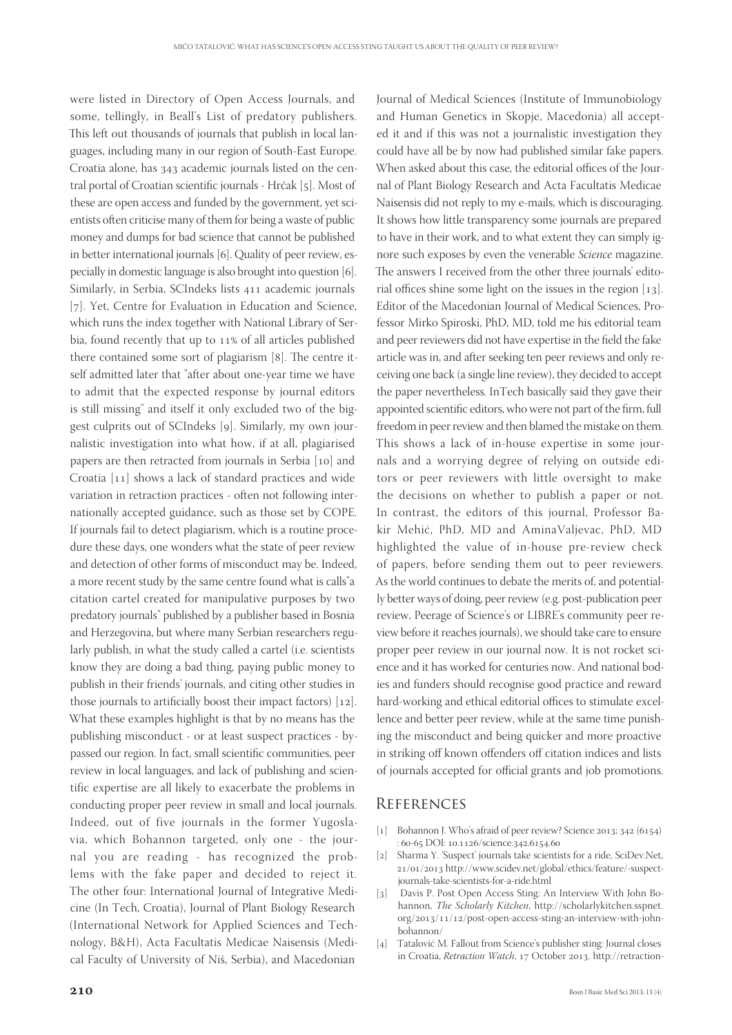were listed in Directory of Open Access Journals, and some, tellingly, in Beall's List of predatory publishers. This left out thousands of journals that publish in local languages, including many in our region of South-East Europe. Croatia alone, has 343 academic journals listed on the central portal of Croatian scientific journals - Hrčak [5]. Most of these are open access and funded by the government, yet scientists often criticise many of them for being a waste of public money and dumps for bad science that cannot be published in better international journals [6]. Quality of peer review, especially in domestic language is also brought into question [6]. Similarly, in Serbia, SCIndeks lists 411 academic journals [7]. Yet, Centre for Evaluation in Education and Science, which runs the index together with National Library of Serbia, found recently that up to 11% of all articles published there contained some sort of plagiarism [8]. The centre itself admitted later that "after about one-year time we have to admit that the expected response by journal editors is still missing" and itself it only excluded two of the biggest culprits out of SCIndeks [9]. Similarly, my own journalistic investigation into what how, if at all, plagiarised papers are then retracted from journals in Serbia [10] and Croatia [11] shows a lack of standard practices and wide variation in retraction practices - often not following internationally accepted guidance, such as those set by COPE. If journals fail to detect plagiarism, which is a routine procedure these days, one wonders what the state of peer review and detection of other forms of misconduct may be. Indeed, a more recent study by the same centre found what is calls"a citation cartel created for manipulative purposes by two predatory journals" published by a publisher based in Bosnia and Herzegovina, but where many Serbian researchers regularly publish, in what the study called a cartel (i.e. scientists know they are doing a bad thing, paying public money to publish in their friends' journals, and citing other studies in those journals to artificially boost their impact factors) [12]. What these examples highlight is that by no means has the publishing misconduct - or at least suspect practices - bypassed our region. In fact, small scientific communities, peer review in local languages, and lack of publishing and scientific expertise are all likely to exacerbate the problems in conducting proper peer review in small and local journals. Indeed, out of five journals in the former Yugoslavia, which Bohannon targeted, only one - the journal you are reading - has recognized the problems with the fake paper and decided to reject it. The other four: International Journal of Integrative Medicine (In Tech, Croatia), Journal of Plant Biology Research (International Network for Applied Sciences and Technology, B&H), Acta Facultatis Medicae Naisensis (Medical Faculty of University of Niš, Serbia), and Macedonian Journal of Medical Sciences (Institute of Immunobiology and Human Genetics in Skopje, Macedonia) all accepted it and if this was not a journalistic investigation they could have all be by now had published similar fake papers. When asked about this case, the editorial offices of the Journal of Plant Biology Research and Acta Facultatis Medicae Naisensis did not reply to my e-mails, which is discouraging. It shows how little transparency some journals are prepared to have in their work, and to what extent they can simply ignore such exposes by even the venerable *Science* magazine. The answers I received from the other three journals' editorial offices shine some light on the issues in the region [13]. Editor of the Macedonian Journal of Medical Sciences, Professor Mirko Spiroski, PhD, MD, told me his editorial team and peer reviewers did not have expertise in the field the fake article was in, and after seeking ten peer reviews and only receiving one back (a single line review), they decided to accept the paper nevertheless. InTech basically said they gave their appointed scientific editors, who were not part of the firm, full freedom in peer review and then blamed the mistake on them. This shows a lack of in-house expertise in some journals and a worrying degree of relying on outside editors or peer reviewers with little oversight to make the decisions on whether to publish a paper or not. In contrast, the editors of this journal, Professor Bakir Mehić, PhD, MD and AminaValjevac, PhD, MD highlighted the value of in-house pre-review check of papers, before sending them out to peer reviewers. As the world continues to debate the merits of, and potentially better ways of doing, peer review (e.g. post-publication peer review, Peerage of Science's or LIBRE's community peer review before it reaches journals), we should take care to ensure proper peer review in our journal now. It is not rocket science and it has worked for centuries now. And national bodies and funders should recognise good practice and reward hard-working and ethical editorial offices to stimulate excellence and better peer review, while at the same time punishing the misconduct and being quicker and more proactive in striking off known offenders off citation indices and lists of journals accepted for official grants and job promotions.

## References

[1] Bohannon J. Who's afraid of peer review? Science 2013; 342 (6154) : 60-65 DOI: 10.1126/science.342.6154.60

[2] Sharma Y. 'Suspect' journals take scientists for a ride, SciDev.Net, 21/01/2013 http://www.scidev.net/global/ethics/feature/-suspect-journals-take-scientists-for-a-ride.html

[3] Davis P. Post Open Access Sting: An Interview With John Bohannon, *The Scholarly Kitchen*, http://scholarlykitchen.sspnet.org/2013/11/12/post-open-access-sting-an-interview-with-john-bohannon/

[4] Tatalović M. Fallout from Science's publisher sting: Journal closes in Croatia, *Retraction Watch*, 17 October 2013. http://retraction-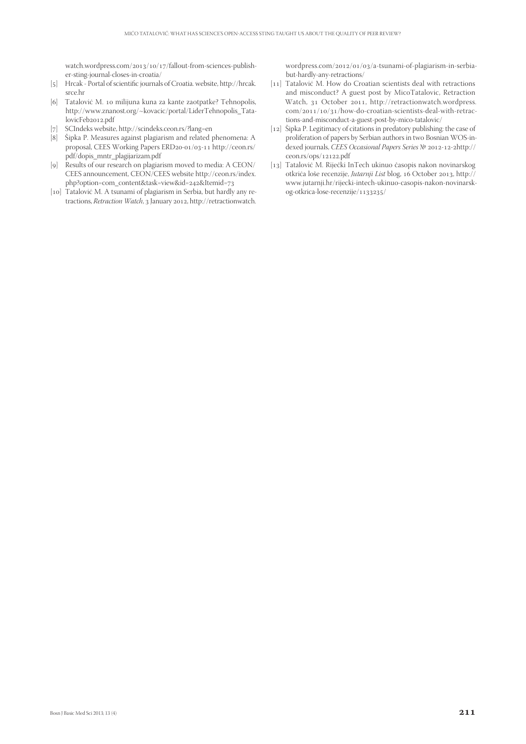watch.wordpress.com/2013/10/17/fallout-from-sciences-publisher-sting-journal-closes-in-croatia/

[5] Hrcak - Portal of scientific journals of Croatia. website, http://hrcak.srce.hr

[6] Tatalović M. 10 milijuna kuna za kante zaotpatke? Tehnopolis, http://www.znanost.org/~kovacic/portal/LiderTehnopolis_TatalovicFeb2012.pdf

[7] SCIndeks website, http://scindeks.ceon.rs/?lang=en

[8] Šipka P. Measures against plagiarism and related phenomena: A proposal, CEES Working Papers ERD20-01/03-11 http://ceon.rs/pdf/dopis_mntr_plagijarizam.pdf

[9] Results of our research on plagiarism moved to media: A CEON/CEES announcement, CEON/CEES website http://ceon.rs/index.php?option=com_content&task=view&id=242&Itemid=73

[10] Tatalović M. A tsunami of plagiarism in Serbia, but hardly any retractions, *Retraction Watch*, 3 January 2012, http://retractionwatch.wordpress.com/2012/01/03/a-tsunami-of-plagiarism-in-serbia-but-hardly-any-retractions/

[11] Tatalović M. How do Croatian scientists deal with retractions and misconduct? A guest post by MicoTatalovic, Retraction Watch, 31 October 2011, http://retractionwatch.wordpress.com/2011/10/31/how-do-croatian-scientists-deal-with-retractions-and-misconduct-a-guest-post-by-mico-tatalovic/

[12] Šipka P. Legitimacy of citations in predatory publishing: the case of proliferation of papers by Serbian authors in two Bosnian WOS-indexed journals, *CEES Occasional Papers Series* № 2012-12-2http://ceon.rs/ops/12122.pdf

[13] Tatalović M. Riječki InTech ukinuo časopis nakon novinarskog otkrića loše recenzije, *Jutarnji List* blog, 16 October 2013, http://www.jutarnji.hr/rijecki-intech-ukinuo-casopis-nakon-novinarskog-otkrica-lose-recenzije/1133235/